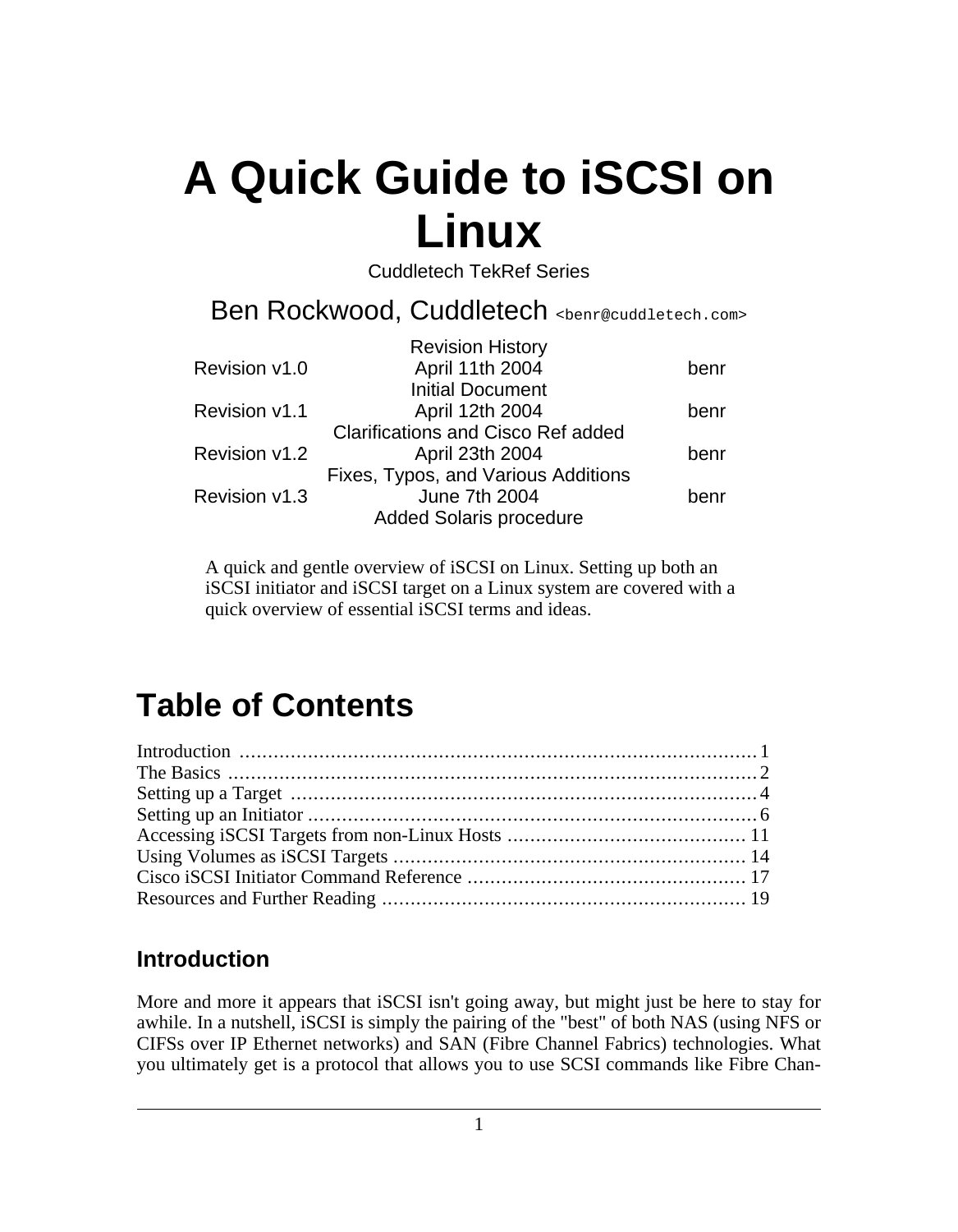# A Quick Guide to iSCSI on Linux

Cuddletech TekRef Series

Ben Rockwood, Cuddletech <benr@cuddletech.com>

| Revision History | | |
|---|---|---|
| Revision v1.0 | April 11th 2004 | benr |
| | Initial Document | |
| Revision v1.1 | April 12th 2004 | benr |
| | Clarifications and Cisco Ref added | |
| Revision v1.2 | April 23th 2004 | benr |
| | Fixes, Typos, and Various Additions | |
| Revision v1.3 | June 7th 2004 | benr |
| | Added Solaris procedure | |

A quick and gentle overview of iSCSI on Linux. Setting up both an iSCSI initiator and iSCSI target on a Linux system are covered with a quick overview of essential iSCSI terms and ideas.

## Table of Contents

Introduction .......... 1
The Basics .......... 2
Setting up a Target .......... 4
Setting up an Initiator .......... 6
Accessing iSCSI Targets from non-Linux Hosts .......... 11
Using Volumes as iSCSI Targets .......... 14
Cisco iSCSI Initiator Command Reference .......... 17
Resources and Further Reading .......... 19

### Introduction

More and more it appears that iSCSI isn't going away, but might just be here to stay for awhile. In a nutshell, iSCSI is simply the pairing of the "best" of both NAS (using NFS or CIFSs over IP Ethernet networks) and SAN (Fibre Channel Fabrics) technologies. What you ultimately get is a protocol that allows you to use SCSI commands like Fibre Chan-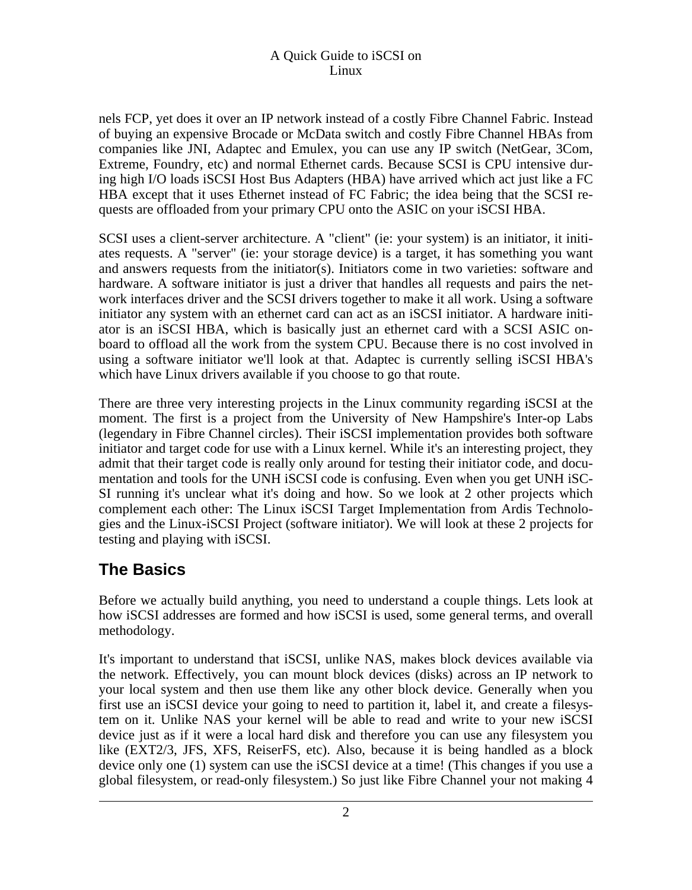nels FCP, yet does it over an IP network instead of a costly Fibre Channel Fabric. Instead of buying an expensive Brocade or McData switch and costly Fibre Channel HBAs from companies like JNI, Adaptec and Emulex, you can use any IP switch (NetGear, 3Com, Extreme, Foundry, etc) and normal Ethernet cards. Because SCSI is CPU intensive during high I/O loads iSCSI Host Bus Adapters (HBA) have arrived which act just like a FC HBA except that it uses Ethernet instead of FC Fabric; the idea being that the SCSI requests are offloaded from your primary CPU onto the ASIC on your iSCSI HBA.

SCSI uses a client-server architecture. A "client" (ie: your system) is an initiator, it initiates requests. A "server" (ie: your storage device) is a target, it has something you want and answers requests from the initiator(s). Initiators come in two varieties: software and hardware. A software initiator is just a driver that handles all requests and pairs the network interfaces driver and the SCSI drivers together to make it all work. Using a software initiator any system with an ethernet card can act as an iSCSI initiator. A hardware initiator is an iSCSI HBA, which is basically just an ethernet card with a SCSI ASIC onboard to offload all the work from the system CPU. Because there is no cost involved in using a software initiator we'll look at that. Adaptec is currently selling iSCSI HBA's which have Linux drivers available if you choose to go that route.

There are three very interesting projects in the Linux community regarding iSCSI at the moment. The first is a project from the University of New Hampshire's Inter-op Labs (legendary in Fibre Channel circles). Their iSCSI implementation provides both software initiator and target code for use with a Linux kernel. While it's an interesting project, they admit that their target code is really only around for testing their initiator code, and documentation and tools for the UNH iSCSI code is confusing. Even when you get UNH iSCSI running it's unclear what it's doing and how. So we look at 2 other projects which complement each other: The Linux iSCSI Target Implementation from Ardis Technologies and the Linux-iSCSI Project (software initiator). We will look at these 2 projects for testing and playing with iSCSI.

## The Basics

Before we actually build anything, you need to understand a couple things. Lets look at how iSCSI addresses are formed and how iSCSI is used, some general terms, and overall methodology.

It's important to understand that iSCSI, unlike NAS, makes block devices available via the network. Effectively, you can mount block devices (disks) across an IP network to your local system and then use them like any other block device. Generally when you first use an iSCSI device your going to need to partition it, label it, and create a filesystem on it. Unlike NAS your kernel will be able to read and write to your new iSCSI device just as if it were a local hard disk and therefore you can use any filesystem you like (EXT2/3, JFS, XFS, ReiserFS, etc). Also, because it is being handled as a block device only one (1) system can use the iSCSI device at a time! (This changes if you use a global filesystem, or read-only filesystem.) So just like Fibre Channel your not making 4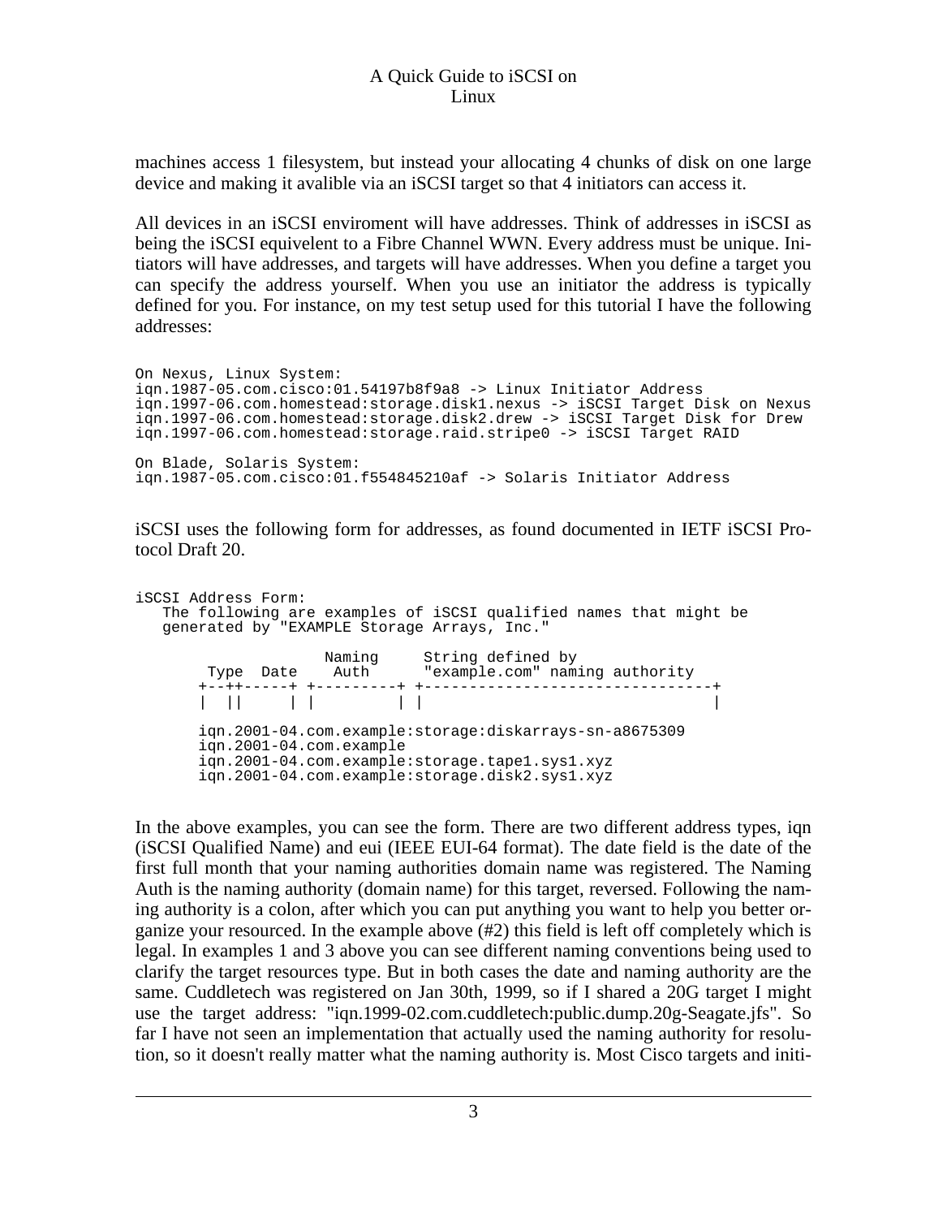machines access 1 filesystem, but instead your allocating 4 chunks of disk on one large device and making it avalible via an iSCSI target so that 4 initiators can access it.

All devices in an iSCSI enviroment will have addresses. Think of addresses in iSCSI as being the iSCSI equivelent to a Fibre Channel WWN. Every address must be unique. Initiators will have addresses, and targets will have addresses. When you define a target you can specify the address yourself. When you use an initiator the address is typically defined for you. For instance, on my test setup used for this tutorial I have the following addresses:

```
On Nexus, Linux System:
iqn.1987-05.com.cisco:01.54197b8f9a8 -> Linux Initiator Address
iqn.1997-06.com.homestead:storage.disk1.nexus -> iSCSI Target Disk on Nexus
iqn.1997-06.com.homestead:storage.disk2.drew -> iSCSI Target Disk for Drew
iqn.1997-06.com.homestead:storage.raid.stripe0 -> iSCSI Target RAID

On Blade, Solaris System:
iqn.1987-05.com.cisco:01.f554845210af -> Solaris Initiator Address
```

iSCSI uses the following form for addresses, as found documented in IETF iSCSI Protocol Draft 20.

```
iSCSI Address Form:
   The following are examples of iSCSI qualified names that might be
   generated by "EXAMPLE Storage Arrays, Inc."

                  Naming     String defined by
        Type  Date    Auth      "example.com" naming authority
       +--++-----+ +---------+ +--------------------------------+
       |  ||     | |         | |                                |

       iqn.2001-04.com.example:storage:diskarrays-sn-a8675309
       iqn.2001-04.com.example
       iqn.2001-04.com.example:storage.tape1.sys1.xyz
       iqn.2001-04.com.example:storage.disk2.sys1.xyz
```

In the above examples, you can see the form. There are two different address types, iqn (iSCSI Qualified Name) and eui (IEEE EUI-64 format). The date field is the date of the first full month that your naming authorities domain name was registered. The Naming Auth is the naming authority (domain name) for this target, reversed. Following the naming authority is a colon, after which you can put anything you want to help you better organize your resourced. In the example above (#2) this field is left off completely which is legal. In examples 1 and 3 above you can see different naming conventions being used to clarify the target resources type. But in both cases the date and naming authority are the same. Cuddletech was registered on Jan 30th, 1999, so if I shared a 20G target I might use the target address: "iqn.1999-02.com.cuddletech:public.dump.20g-Seagate.jfs". So far I have not seen an implementation that actually used the naming authority for resolution, so it doesn't really matter what the naming authority is. Most Cisco targets and initi-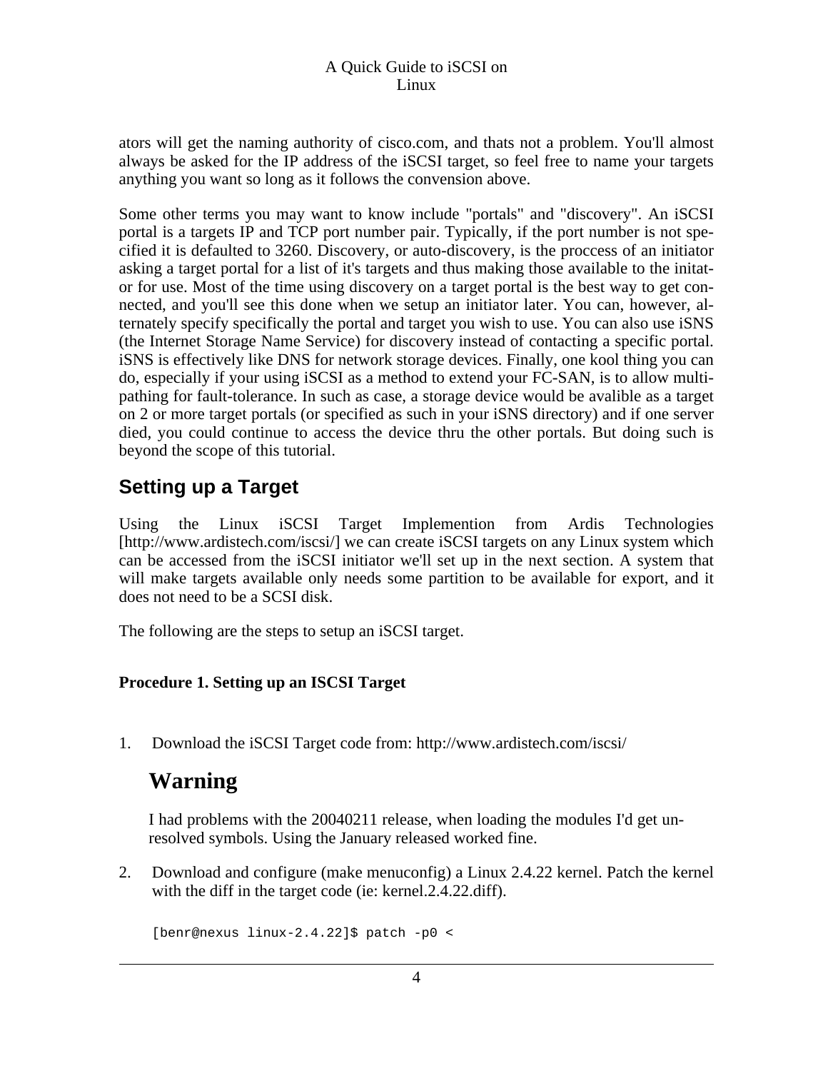ators will get the naming authority of cisco.com, and thats not a problem. You'll almost always be asked for the IP address of the iSCSI target, so feel free to name your targets anything you want so long as it follows the convension above.

Some other terms you may want to know include "portals" and "discovery". An iSCSI portal is a targets IP and TCP port number pair. Typically, if the port number is not specified it is defaulted to 3260. Discovery, or auto-discovery, is the proccess of an initiator asking a target portal for a list of it's targets and thus making those available to the initiator for use. Most of the time using discovery on a target portal is the best way to get connected, and you'll see this done when we setup an initiator later. You can, however, alternately specify specifically the portal and target you wish to use. You can also use iSNS (the Internet Storage Name Service) for discovery instead of contacting a specific portal. iSNS is effectively like DNS for network storage devices. Finally, one kool thing you can do, especially if your using iSCSI as a method to extend your FC-SAN, is to allow multipathing for fault-tolerance. In such as case, a storage device would be avalible as a target on 2 or more target portals (or specified as such in your iSNS directory) and if one server died, you could continue to access the device thru the other portals. But doing such is beyond the scope of this tutorial.

## Setting up a Target

Using the Linux iSCSI Target Implemention from Ardis Technologies [http://www.ardistech.com/iscsi/] we can create iSCSI targets on any Linux system which can be accessed from the iSCSI initiator we'll set up in the next section. A system that will make targets available only needs some partition to be available for export, and it does not need to be a SCSI disk.

The following are the steps to setup an iSCSI target.

**Procedure 1. Setting up an ISCSI Target**

1. Download the iSCSI Target code from: http://www.ardistech.com/iscsi/

   ### Warning

   I had problems with the 20040211 release, when loading the modules I'd get unresolved symbols. Using the January released worked fine.

2. Download and configure (make menuconfig) a Linux 2.4.22 kernel. Patch the kernel with the diff in the target code (ie: kernel.2.4.22.diff).

   ```
   [benr@nexus linux-2.4.22]$ patch -p0 <
   ```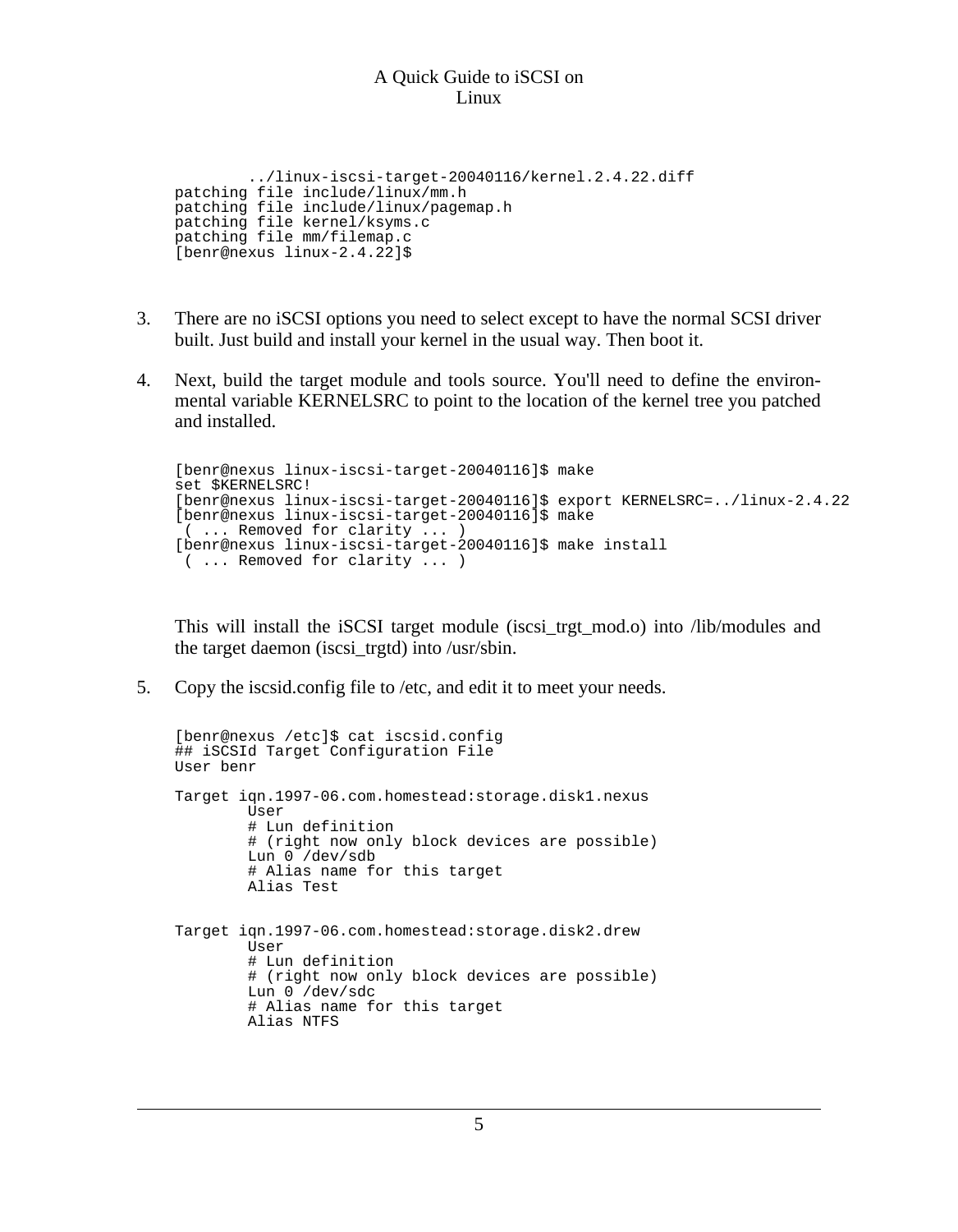```
        ../linux-iscsi-target-20040116/kernel.2.4.22.diff
patching file include/linux/mm.h
patching file include/linux/pagemap.h
patching file kernel/ksyms.c
patching file mm/filemap.c
[benr@nexus linux-2.4.22]$
```

3. There are no iSCSI options you need to select except to have the normal SCSI driver built. Just build and install your kernel in the usual way. Then boot it.

4. Next, build the target module and tools source. You'll need to define the environmental variable KERNELSRC to point to the location of the kernel tree you patched and installed.

```
[benr@nexus linux-iscsi-target-20040116]$ make
set $KERNELSRC!
[benr@nexus linux-iscsi-target-20040116]$ export KERNELSRC=../linux-2.4.22
[benr@nexus linux-iscsi-target-20040116]$ make
 ( ... Removed for clarity ... )
[benr@nexus linux-iscsi-target-20040116]$ make install
 ( ... Removed for clarity ... )
```

This will install the iSCSI target module (iscsi_trgt_mod.o) into /lib/modules and the target daemon (iscsi_trgtd) into /usr/sbin.

5. Copy the iscsid.config file to /etc, and edit it to meet your needs.

```
[benr@nexus /etc]$ cat iscsid.config
## iSCSId Target Configuration File
User benr

Target iqn.1997-06.com.homestead:storage.disk1.nexus
        User
        # Lun definition
        # (right now only block devices are possible)
        Lun 0 /dev/sdb
        # Alias name for this target
        Alias Test


Target iqn.1997-06.com.homestead:storage.disk2.drew
        User
        # Lun definition
        # (right now only block devices are possible)
        Lun 0 /dev/sdc
        # Alias name for this target
        Alias NTFS
```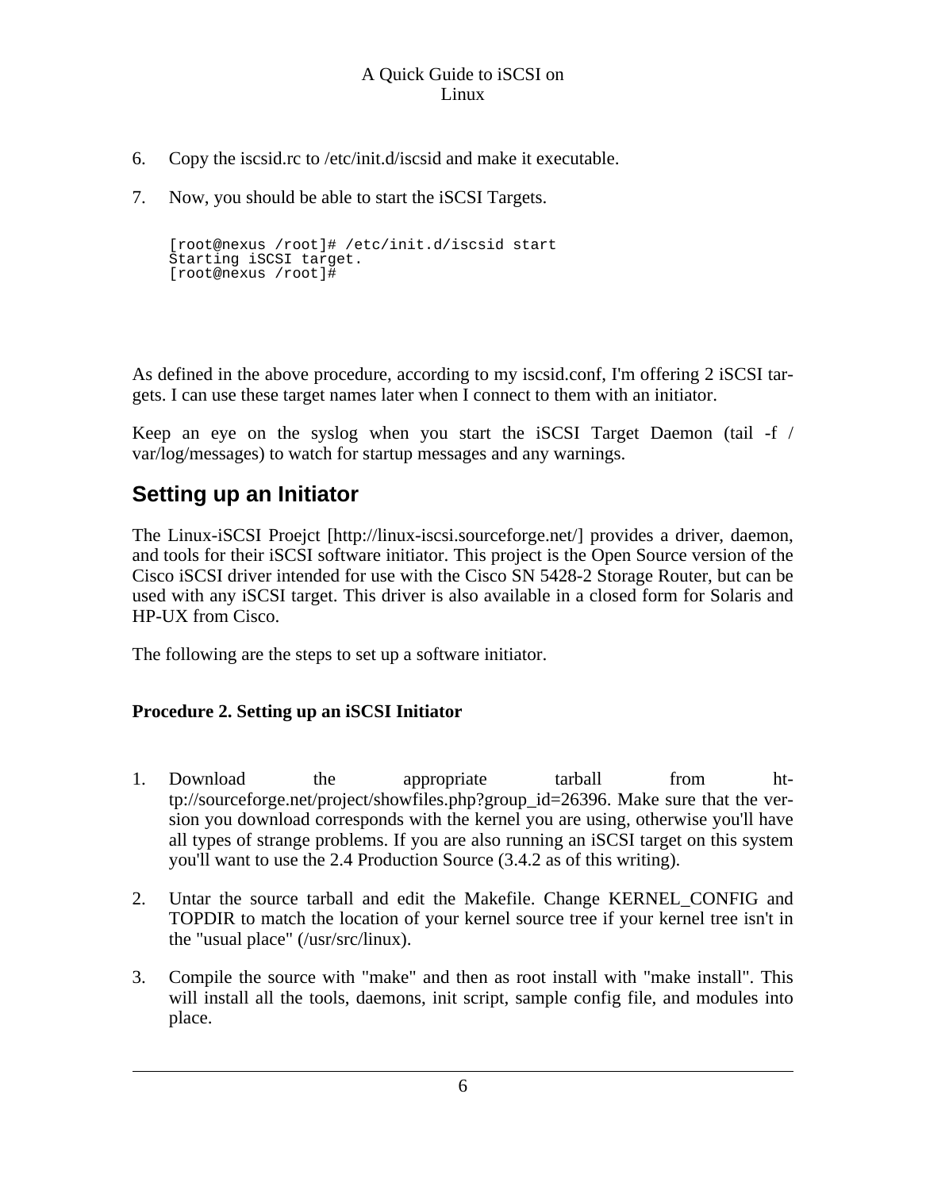6. Copy the iscsid.rc to /etc/init.d/iscsid and make it executable.

7. Now, you should be able to start the iSCSI Targets.

   ```
   [root@nexus /root]# /etc/init.d/iscsid start
   Starting iSCSI target.
   [root@nexus /root]#
   ```

As defined in the above procedure, according to my iscsid.conf, I'm offering 2 iSCSI targets. I can use these target names later when I connect to them with an initiator.

Keep an eye on the syslog when you start the iSCSI Target Daemon (tail -f /var/log/messages) to watch for startup messages and any warnings.

## Setting up an Initiator

The Linux-iSCSI Proejct [http://linux-iscsi.sourceforge.net/] provides a driver, daemon, and tools for their iSCSI software initiator. This project is the Open Source version of the Cisco iSCSI driver intended for use with the Cisco SN 5428-2 Storage Router, but can be used with any iSCSI target. This driver is also available in a closed form for Solaris and HP-UX from Cisco.

The following are the steps to set up a software initiator.

**Procedure 2. Setting up an iSCSI Initiator**

1. Download the appropriate tarball from http://sourceforge.net/project/showfiles.php?group_id=26396. Make sure that the version you download corresponds with the kernel you are using, otherwise you'll have all types of strange problems. If you are also running an iSCSI target on this system you'll want to use the 2.4 Production Source (3.4.2 as of this writing).

2. Untar the source tarball and edit the Makefile. Change KERNEL_CONFIG and TOPDIR to match the location of your kernel source tree if your kernel tree isn't in the "usual place" (/usr/src/linux).

3. Compile the source with "make" and then as root install with "make install". This will install all the tools, daemons, init script, sample config file, and modules into place.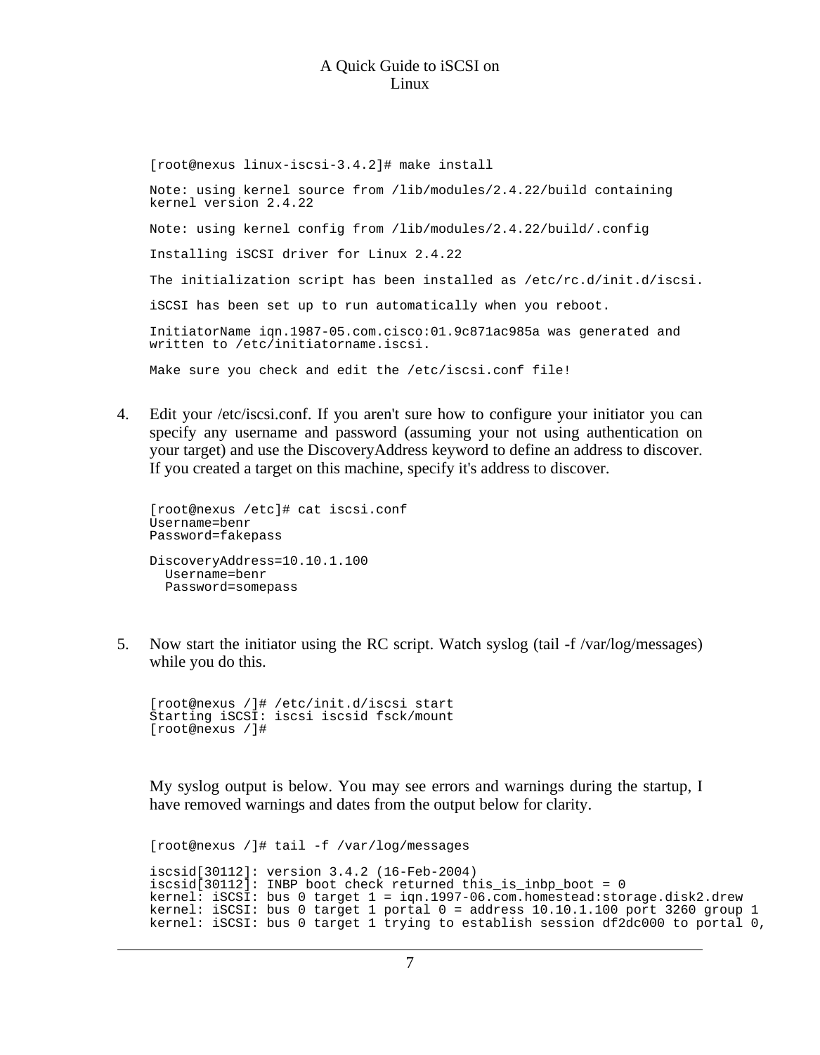```
[root@nexus linux-iscsi-3.4.2]# make install

Note: using kernel source from /lib/modules/2.4.22/build containing
kernel version 2.4.22

Note: using kernel config from /lib/modules/2.4.22/build/.config

Installing iSCSI driver for Linux 2.4.22

The initialization script has been installed as /etc/rc.d/init.d/iscsi.

iSCSI has been set up to run automatically when you reboot.

InitiatorName iqn.1987-05.com.cisco:01.9c871ac985a was generated and
written to /etc/initiatorname.iscsi.

Make sure you check and edit the /etc/iscsi.conf file!
```

4. Edit your /etc/iscsi.conf. If you aren't sure how to configure your initiator you can specify any username and password (assuming your not using authentication on your target) and use the DiscoveryAddress keyword to define an address to discover. If you created a target on this machine, specify it's address to discover.

```
[root@nexus /etc]# cat iscsi.conf
Username=benr
Password=fakepass

DiscoveryAddress=10.10.1.100
  Username=benr
  Password=somepass
```

5. Now start the initiator using the RC script. Watch syslog (tail -f /var/log/messages) while you do this.

```
[root@nexus /]# /etc/init.d/iscsi start
Starting iSCSI: iscsi iscsid fsck/mount
[root@nexus /]#
```

My syslog output is below. You may see errors and warnings during the startup, I have removed warnings and dates from the output below for clarity.

```
[root@nexus /]# tail -f /var/log/messages

iscsid[30112]: version 3.4.2 (16-Feb-2004)
iscsid[30112]: INBP boot check returned this_is_inbp_boot = 0
kernel: iSCSI: bus 0 target 1 = iqn.1997-06.com.homestead:storage.disk2.drew
kernel: iSCSI: bus 0 target 1 portal 0 = address 10.10.1.100 port 3260 group 1
kernel: iSCSI: bus 0 target 1 trying to establish session df2dc000 to portal 0,
```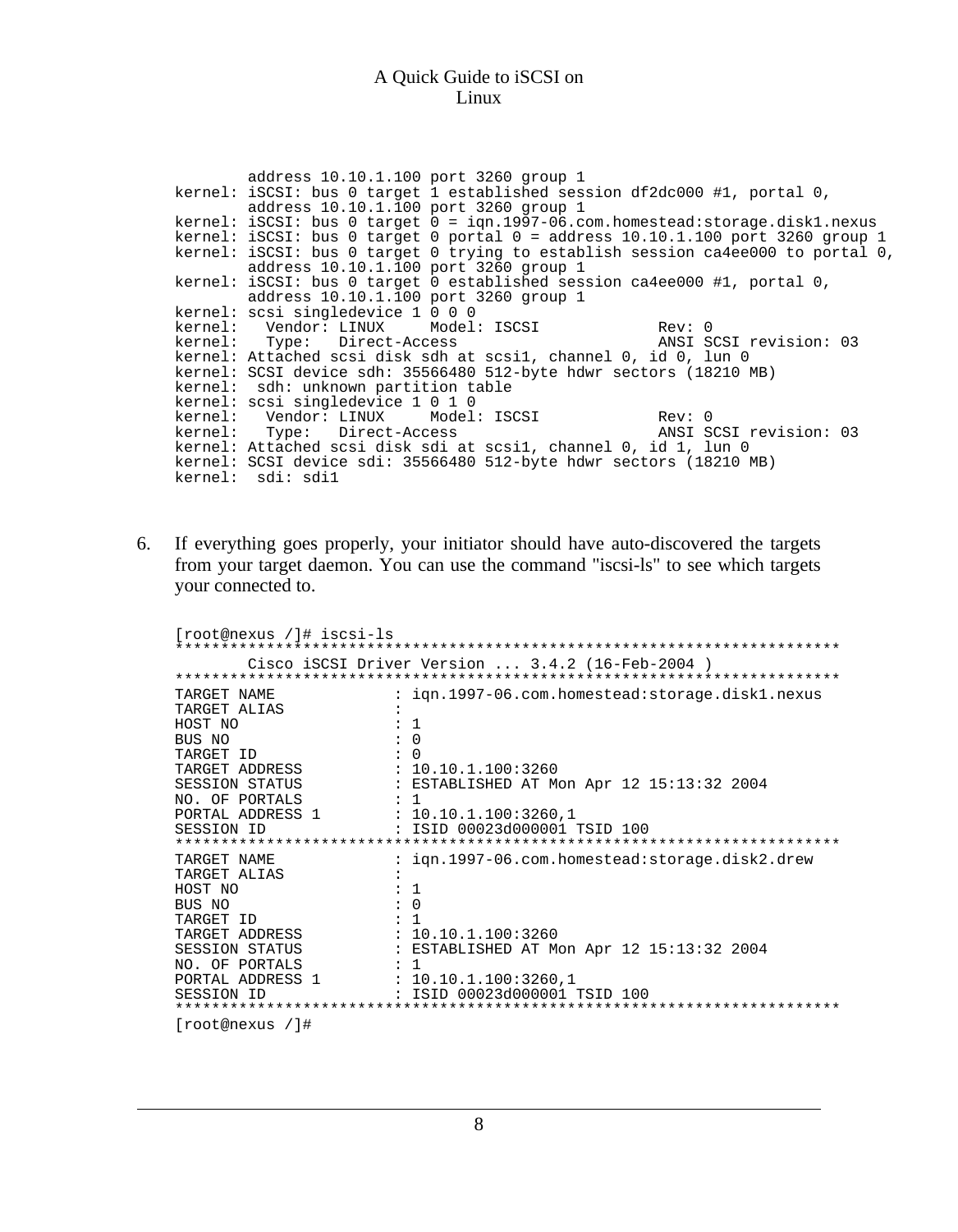```
        address 10.10.1.100 port 3260 group 1
kernel: iSCSI: bus 0 target 1 established session df2dc000 #1, portal 0,
        address 10.10.1.100 port 3260 group 1
kernel: iSCSI: bus 0 target 0 = iqn.1997-06.com.homestead:storage.disk1.nexus
kernel: iSCSI: bus 0 target 0 portal 0 = address 10.10.1.100 port 3260 group 1
kernel: iSCSI: bus 0 target 0 trying to establish session ca4ee000 to portal 0,
        address 10.10.1.100 port 3260 group 1
kernel: iSCSI: bus 0 target 0 established session ca4ee000 #1, portal 0,
        address 10.10.1.100 port 3260 group 1
kernel: scsi singledevice 1 0 0 0
kernel:   Vendor: LINUX     Model: ISCSI            Rev: 0
kernel:   Type:   Direct-Access                     ANSI SCSI revision: 03
kernel: Attached scsi disk sdh at scsi1, channel 0, id 0, lun 0
kernel: SCSI device sdh: 35566480 512-byte hdwr sectors (18210 MB)
kernel:  sdh: unknown partition table
kernel: scsi singledevice 1 0 1 0
kernel:   Vendor: LINUX     Model: ISCSI            Rev: 0
kernel:   Type:   Direct-Access                     ANSI SCSI revision: 03
kernel: Attached scsi disk sdi at scsi1, channel 0, id 1, lun 0
kernel: SCSI device sdi: 35566480 512-byte hdwr sectors (18210 MB)
kernel:  sdi: sdi1
```

6. If everything goes properly, your initiator should have auto-discovered the targets from your target daemon. You can use the command "iscsi-ls" to see which targets your connected to.

```
[root@nexus /]# iscsi-ls
*************************************************************************
        Cisco iSCSI Driver Version ... 3.4.2 (16-Feb-2004 )
*************************************************************************
TARGET NAME             : iqn.1997-06.com.homestead:storage.disk1.nexus
TARGET ALIAS            :
HOST NO                 : 1
BUS NO                  : 0
TARGET ID               : 0
TARGET ADDRESS          : 10.10.1.100:3260
SESSION STATUS          : ESTABLISHED AT Mon Apr 12 15:13:32 2004
NO. OF PORTALS          : 1
PORTAL ADDRESS 1        : 10.10.1.100:3260,1
SESSION ID              : ISID 00023d000001 TSID 100
*************************************************************************
TARGET NAME             : iqn.1997-06.com.homestead:storage.disk2.drew
TARGET ALIAS            :
HOST NO                 : 1
BUS NO                  : 0
TARGET ID               : 1
TARGET ADDRESS          : 10.10.1.100:3260
SESSION STATUS          : ESTABLISHED AT Mon Apr 12 15:13:32 2004
NO. OF PORTALS          : 1
PORTAL ADDRESS 1        : 10.10.1.100:3260,1
SESSION ID              : ISID 00023d000001 TSID 100
*************************************************************************
[root@nexus /]#
```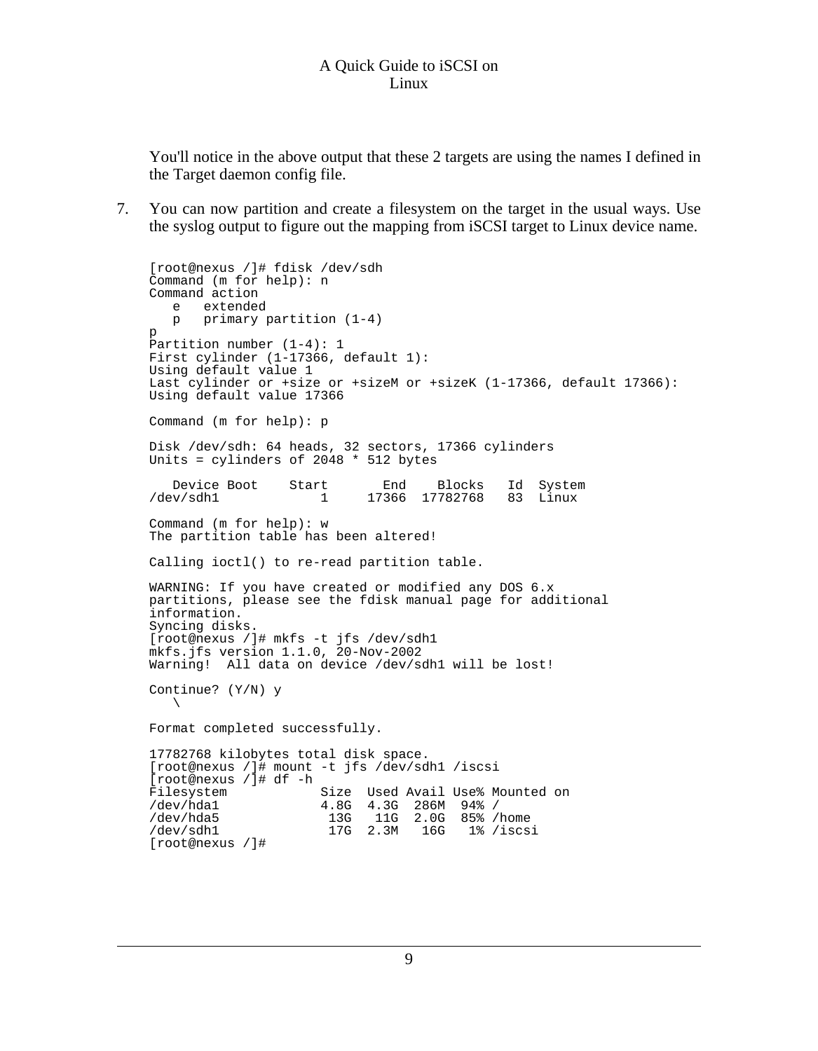You'll notice in the above output that these 2 targets are using the names I defined in the Target daemon config file.

7. You can now partition and create a filesystem on the target in the usual ways. Use the syslog output to figure out the mapping from iSCSI target to Linux device name.

```
[root@nexus /]# fdisk /dev/sdh
Command (m for help): n
Command action
   e   extended
   p   primary partition (1-4)
p
Partition number (1-4): 1
First cylinder (1-17366, default 1):
Using default value 1
Last cylinder or +size or +sizeM or +sizeK (1-17366, default 17366):
Using default value 17366

Command (m for help): p

Disk /dev/sdh: 64 heads, 32 sectors, 17366 cylinders
Units = cylinders of 2048 * 512 bytes

   Device Boot    Start       End    Blocks   Id  System
/dev/sdh1             1     17366  17782768   83  Linux

Command (m for help): w
The partition table has been altered!

Calling ioctl() to re-read partition table.

WARNING: If you have created or modified any DOS 6.x
partitions, please see the fdisk manual page for additional
information.
Syncing disks.
[root@nexus /]# mkfs -t jfs /dev/sdh1
mkfs.jfs version 1.1.0, 20-Nov-2002
Warning!  All data on device /dev/sdh1 will be lost!

Continue? (Y/N) y
   \

Format completed successfully.

17782768 kilobytes total disk space.
[root@nexus /]# mount -t jfs /dev/sdh1 /iscsi
[root@nexus /]# df -h
Filesystem            Size  Used Avail Use% Mounted on
/dev/hda1             4.8G  4.3G  286M  94% /
/dev/hda5              13G   11G  2.0G  85% /home
/dev/sdh1              17G  2.3M   16G   1% /iscsi
[root@nexus /]#
```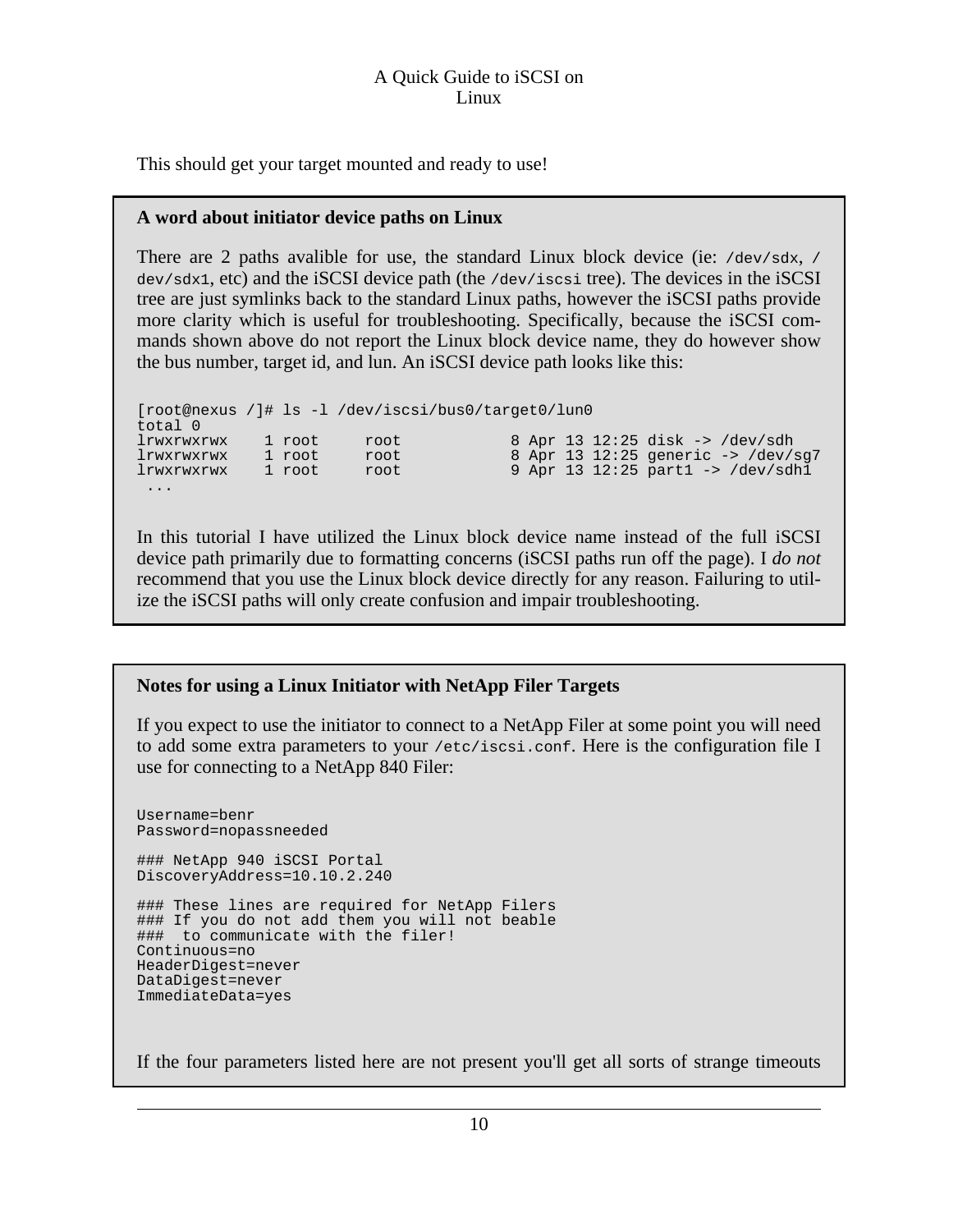This should get your target mounted and ready to use!

**A word about initiator device paths on Linux**

There are 2 paths avalible for use, the standard Linux block device (ie: `/dev/sdx`, `/dev/sdx1`, etc) and the iSCSI device path (the `/dev/iscsi` tree). The devices in the iSCSI tree are just symlinks back to the standard Linux paths, however the iSCSI paths provide more clarity which is useful for troubleshooting. Specifically, because the iSCSI commands shown above do not report the Linux block device name, they do however show the bus number, target id, and lun. An iSCSI device path looks like this:

```
[root@nexus /]# ls -l /dev/iscsi/bus0/target0/lun0
total 0
lrwxrwxrwx    1 root     root           8 Apr 13 12:25 disk -> /dev/sdh
lrwxrwxrwx    1 root     root           8 Apr 13 12:25 generic -> /dev/sg7
lrwxrwxrwx    1 root     root           9 Apr 13 12:25 part1 -> /dev/sdh1
 ...
```

In this tutorial I have utilized the Linux block device name instead of the full iSCSI device path primarily due to formatting concerns (iSCSI paths run off the page). I *do not* recommend that you use the Linux block device directly for any reason. Failuring to utilize the iSCSI paths will only create confusion and impair troubleshooting.

**Notes for using a Linux Initiator with NetApp Filer Targets**

If you expect to use the initiator to connect to a NetApp Filer at some point you will need to add some extra parameters to your `/etc/iscsi.conf`. Here is the configuration file I use for connecting to a NetApp 840 Filer:

```
Username=benr
Password=nopassneeded

### NetApp 940 iSCSI Portal
DiscoveryAddress=10.10.2.240

### These lines are required for NetApp Filers
### If you do not add them you will not beable
###  to communicate with the filer!
Continuous=no
HeaderDigest=never
DataDigest=never
ImmediateData=yes
```

If the four parameters listed here are not present you'll get all sorts of strange timeouts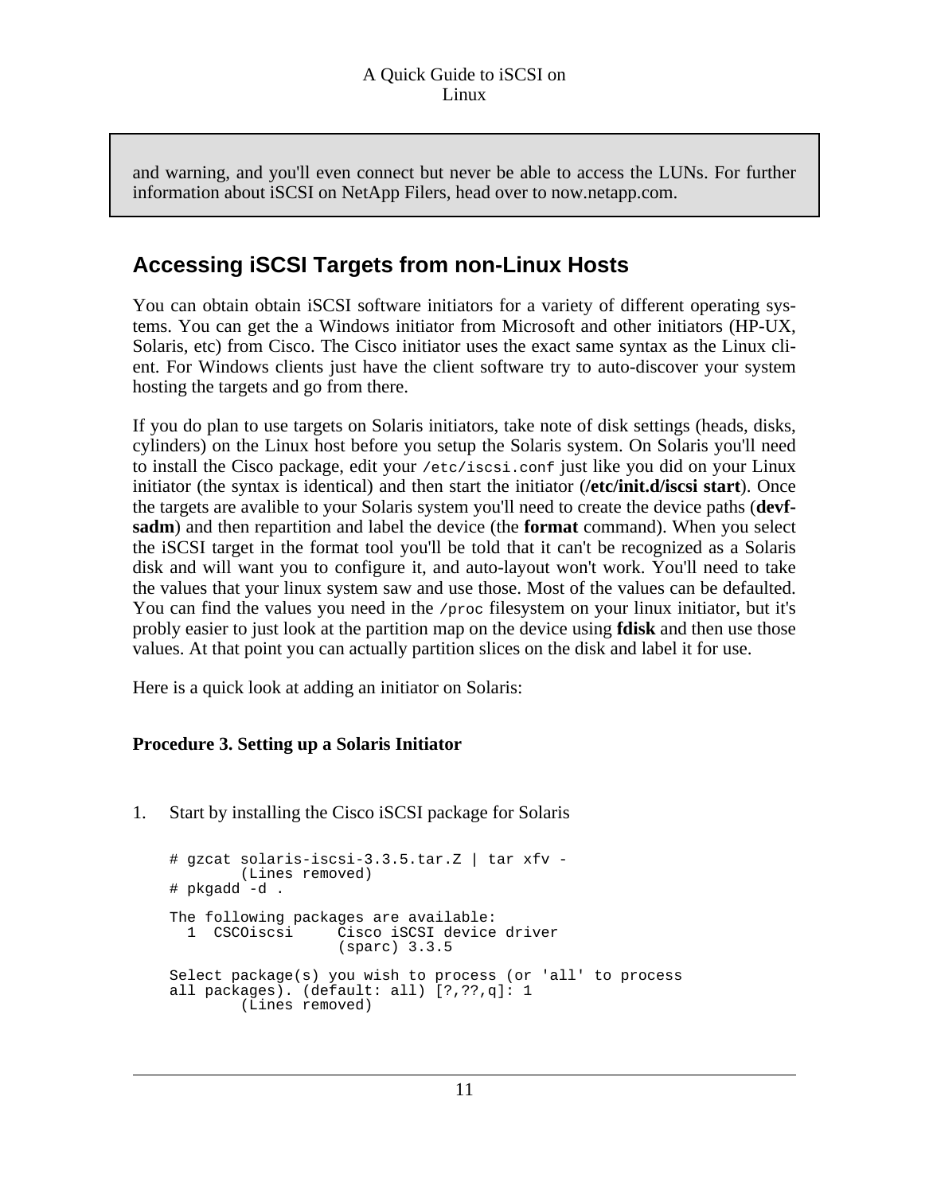> and warning, and you'll even connect but never be able to access the LUNs. For further information about iSCSI on NetApp Filers, head over to now.netapp.com.

## Accessing iSCSI Targets from non-Linux Hosts

You can obtain obtain iSCSI software initiators for a variety of different operating systems. You can get the a Windows initiator from Microsoft and other initiators (HP-UX, Solaris, etc) from Cisco. The Cisco initiator uses the exact same syntax as the Linux client. For Windows clients just have the client software try to auto-discover your system hosting the targets and go from there.

If you do plan to use targets on Solaris initiators, take note of disk settings (heads, disks, cylinders) on the Linux host before you setup the Solaris system. On Solaris you'll need to install the Cisco package, edit your `/etc/iscsi.conf` just like you did on your Linux initiator (the syntax is identical) and then start the initiator (**/etc/init.d/iscsi start**). Once the targets are avalible to your Solaris system you'll need to create the device paths (**devfsadm**) and then repartition and label the device (the **format** command). When you select the iSCSI target in the format tool you'll be told that it can't be recognized as a Solaris disk and will want you to configure it, and auto-layout won't work. You'll need to take the values that your linux system saw and use those. Most of the values can be defaulted. You can find the values you need in the `/proc` filesystem on your linux initiator, but it's probly easier to just look at the partition map on the device using **fdisk** and then use those values. At that point you can actually partition slices on the disk and label it for use.

Here is a quick look at adding an initiator on Solaris:

**Procedure 3. Setting up a Solaris Initiator**

1. Start by installing the Cisco iSCSI package for Solaris

```
# gzcat solaris-iscsi-3.3.5.tar.Z | tar xfv -
        (Lines removed)
# pkgadd -d .

The following packages are available:
  1  CSCOiscsi     Cisco iSCSI device driver
                   (sparc) 3.3.5

Select package(s) you wish to process (or 'all' to process
all packages). (default: all) [?,??,q]: 1
        (Lines removed)
```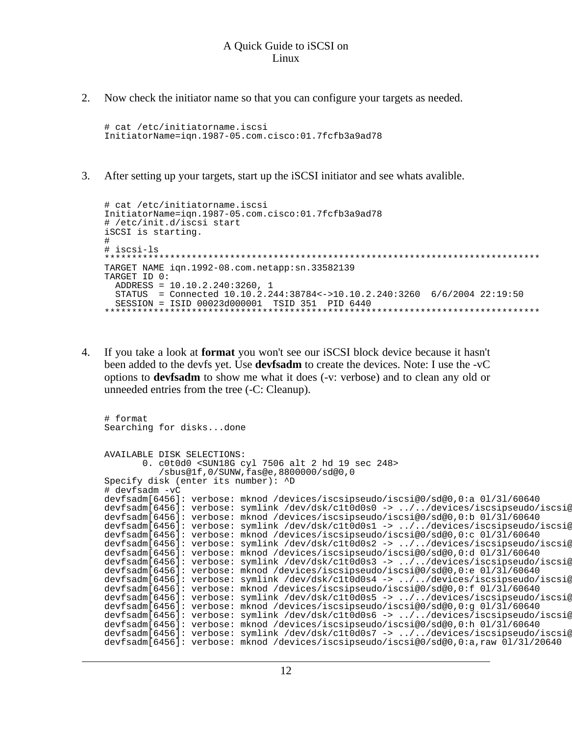2. Now check the initiator name so that you can configure your targets as needed.

```
# cat /etc/initiatorname.iscsi
InitiatorName=iqn.1987-05.com.cisco:01.7fcfb3a9ad78
```

3. After setting up your targets, start up the iSCSI initiator and see whats avalible.

```
# cat /etc/initiatorname.iscsi
InitiatorName=iqn.1987-05.com.cisco:01.7fcfb3a9ad78
# /etc/init.d/iscsi start
iSCSI is starting.
#
# iscsi-ls
*******************************************************************************
TARGET NAME iqn.1992-08.com.netapp:sn.33582139
TARGET ID 0:
  ADDRESS = 10.10.2.240:3260, 1
  STATUS  = Connected 10.10.2.244:38784<->10.10.2.240:3260  6/6/2004 22:19:50
  SESSION = ISID 00023d000001  TSID 351  PID 6440
*******************************************************************************
```

4. If you take a look at **format** you won't see our iSCSI block device because it hasn't been added to the devfs yet. Use **devfsadm** to create the devices. Note: I use the -vC options to **devfsadm** to show me what it does (-v: verbose) and to clean any old or unneeded entries from the tree (-C: Cleanup).

```
# format
Searching for disks...done


AVAILABLE DISK SELECTIONS:
       0. c0t0d0 <SUN18G cyl 7506 alt 2 hd 19 sec 248>
          /sbus@1f,0/SUNW,fas@e,8800000/sd@0,0
Specify disk (enter its number): ^D
# devfsadm -vC
devfsadm[6456]: verbose: mknod /devices/iscsipseudo/iscsi@0/sd@0,0:a 0l/3l/60640
devfsadm[6456]: verbose: symlink /dev/dsk/c1t0d0s0 -> ../../devices/iscsipseudo/iscsi@
devfsadm[6456]: verbose: mknod /devices/iscsipseudo/iscsi@0/sd@0,0:b 0l/3l/60640
devfsadm[6456]: verbose: symlink /dev/dsk/c1t0d0s1 -> ../../devices/iscsipseudo/iscsi@
devfsadm[6456]: verbose: mknod /devices/iscsipseudo/iscsi@0/sd@0,0:c 0l/3l/60640
devfsadm[6456]: verbose: symlink /dev/dsk/c1t0d0s2 -> ../../devices/iscsipseudo/iscsi@
devfsadm[6456]: verbose: mknod /devices/iscsipseudo/iscsi@0/sd@0,0:d 0l/3l/60640
devfsadm[6456]: verbose: symlink /dev/dsk/c1t0d0s3 -> ../../devices/iscsipseudo/iscsi@
devfsadm[6456]: verbose: mknod /devices/iscsipseudo/iscsi@0/sd@0,0:e 0l/3l/60640
devfsadm[6456]: verbose: symlink /dev/dsk/c1t0d0s4 -> ../../devices/iscsipseudo/iscsi@
devfsadm[6456]: verbose: mknod /devices/iscsipseudo/iscsi@0/sd@0,0:f 0l/3l/60640
devfsadm[6456]: verbose: symlink /dev/dsk/c1t0d0s5 -> ../../devices/iscsipseudo/iscsi@
devfsadm[6456]: verbose: mknod /devices/iscsipseudo/iscsi@0/sd@0,0:g 0l/3l/60640
devfsadm[6456]: verbose: symlink /dev/dsk/c1t0d0s6 -> ../../devices/iscsipseudo/iscsi@
devfsadm[6456]: verbose: mknod /devices/iscsipseudo/iscsi@0/sd@0,0:h 0l/3l/60640
devfsadm[6456]: verbose: symlink /dev/dsk/c1t0d0s7 -> ../../devices/iscsipseudo/iscsi@
devfsadm[6456]: verbose: mknod /devices/iscsipseudo/iscsi@0/sd@0,0:a,raw 0l/3l/20640
```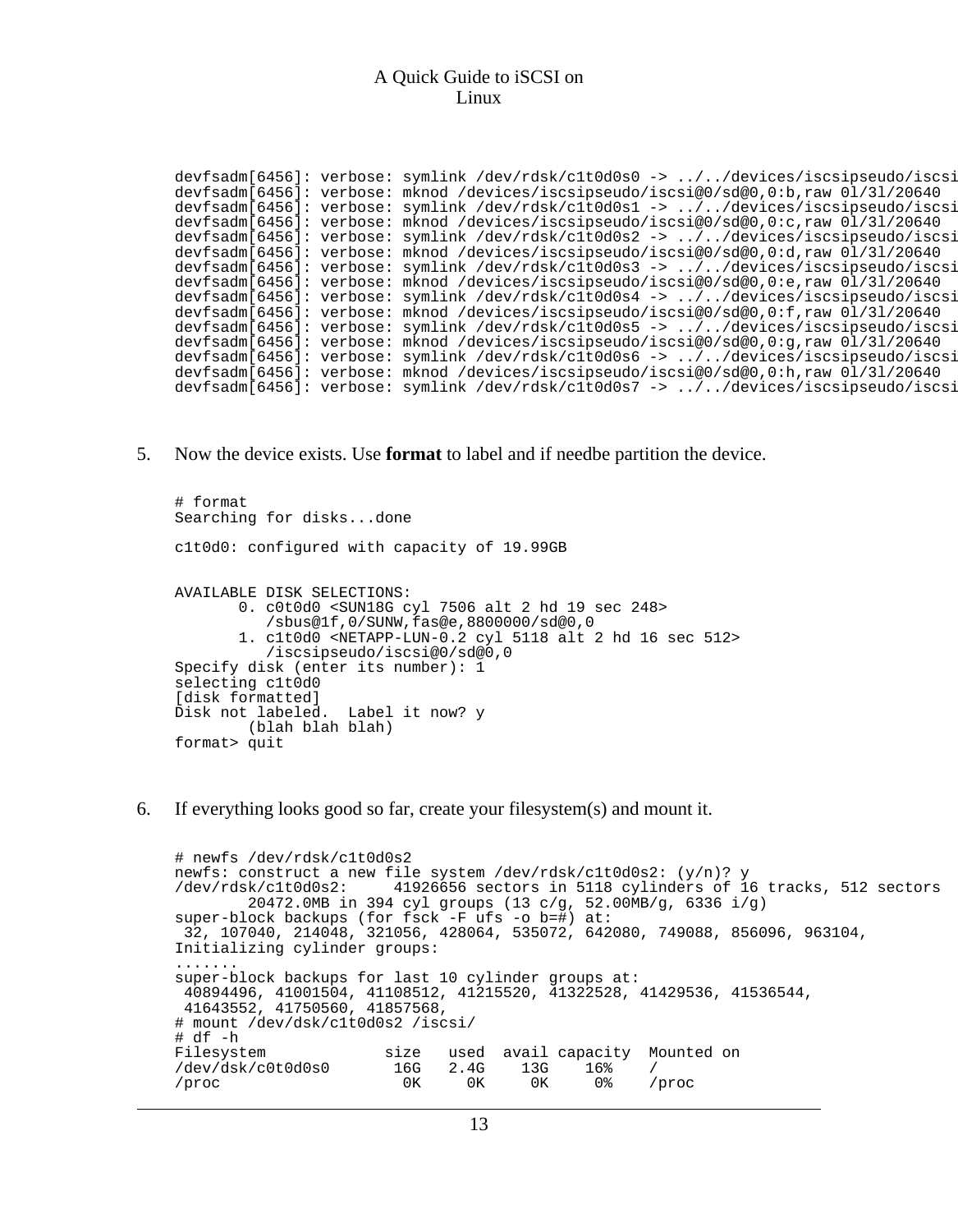```
devfsadm[6456]: verbose: symlink /dev/rdsk/c1t0d0s0 -> ../../devices/iscsipseudo/iscsi
devfsadm[6456]: verbose: mknod /devices/iscsipseudo/iscsi@0/sd@0,0:b,raw 0l/3l/20640
devfsadm[6456]: verbose: symlink /dev/rdsk/c1t0d0s1 -> ../../devices/iscsipseudo/iscsi
devfsadm[6456]: verbose: mknod /devices/iscsipseudo/iscsi@0/sd@0,0:c,raw 0l/3l/20640
devfsadm[6456]: verbose: symlink /dev/rdsk/c1t0d0s2 -> ../../devices/iscsipseudo/iscsi
devfsadm[6456]: verbose: mknod /devices/iscsipseudo/iscsi@0/sd@0,0:d,raw 0l/3l/20640
devfsadm[6456]: verbose: symlink /dev/rdsk/c1t0d0s3 -> ../../devices/iscsipseudo/iscsi
devfsadm[6456]: verbose: mknod /devices/iscsipseudo/iscsi@0/sd@0,0:e,raw 0l/3l/20640
devfsadm[6456]: verbose: symlink /dev/rdsk/c1t0d0s4 -> ../../devices/iscsipseudo/iscsi
devfsadm[6456]: verbose: mknod /devices/iscsipseudo/iscsi@0/sd@0,0:f,raw 0l/3l/20640
devfsadm[6456]: verbose: symlink /dev/rdsk/c1t0d0s5 -> ../../devices/iscsipseudo/iscsi
devfsadm[6456]: verbose: mknod /devices/iscsipseudo/iscsi@0/sd@0,0:g,raw 0l/3l/20640
devfsadm[6456]: verbose: symlink /dev/rdsk/c1t0d0s6 -> ../../devices/iscsipseudo/iscsi
devfsadm[6456]: verbose: mknod /devices/iscsipseudo/iscsi@0/sd@0,0:h,raw 0l/3l/20640
devfsadm[6456]: verbose: symlink /dev/rdsk/c1t0d0s7 -> ../../devices/iscsipseudo/iscsi
```

5. Now the device exists. Use **format** to label and if needbe partition the device.

```
# format
Searching for disks...done

c1t0d0: configured with capacity of 19.99GB


AVAILABLE DISK SELECTIONS:
       0. c0t0d0 <SUN18G cyl 7506 alt 2 hd 19 sec 248>
          /sbus@1f,0/SUNW,fas@e,8800000/sd@0,0
       1. c1t0d0 <NETAPP-LUN-0.2 cyl 5118 alt 2 hd 16 sec 512>
          /iscsipseudo/iscsi@0/sd@0,0
Specify disk (enter its number): 1
selecting c1t0d0
[disk formatted]
Disk not labeled.  Label it now? y
        (blah blah blah)
format> quit
```

6. If everything looks good so far, create your filesystem(s) and mount it.

```
# newfs /dev/rdsk/c1t0d0s2
newfs: construct a new file system /dev/rdsk/c1t0d0s2: (y/n)? y
/dev/rdsk/c1t0d0s2:     41926656 sectors in 5118 cylinders of 16 tracks, 512 sectors
        20472.0MB in 394 cyl groups (13 c/g, 52.00MB/g, 6336 i/g)
super-block backups (for fsck -F ufs -o b=#) at:
 32, 107040, 214048, 321056, 428064, 535072, 642080, 749088, 856096, 963104,
Initializing cylinder groups:
.......
super-block backups for last 10 cylinder groups at:
 40894496, 41001504, 41108512, 41215520, 41322528, 41429536, 41536544,
 41643552, 41750560, 41857568,
# mount /dev/dsk/c1t0d0s2 /iscsi/
# df -h
Filesystem             size   used  avail capacity  Mounted on
/dev/dsk/c0t0d0s0       16G   2.4G    13G    16%    /
/proc                    0K     0K     0K     0%    /proc
```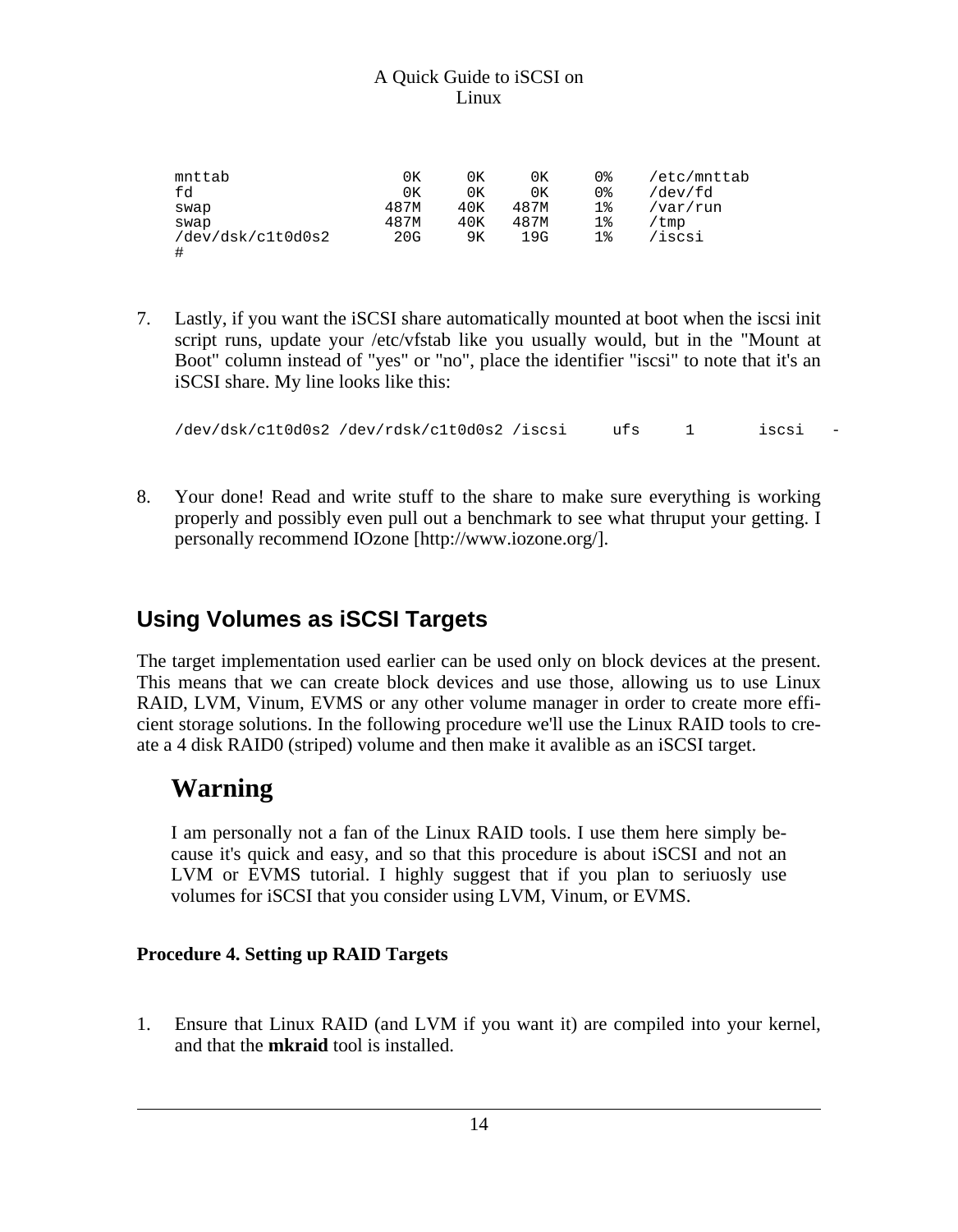```
mnttab                  0K     0K     0K      0%    /etc/mnttab
fd                      0K     0K     0K      0%    /dev/fd
swap                  487M    40K   487M      1%    /var/run
swap                  487M    40K   487M      1%    /tmp
/dev/dsk/c1t0d0s2      20G     9K    19G      1%    /iscsi
#
```

7. Lastly, if you want the iSCSI share automatically mounted at boot when the iscsi init script runs, update your /etc/vfstab like you usually would, but in the "Mount at Boot" column instead of "yes" or "no", place the identifier "iscsi" to note that it's an iSCSI share. My line looks like this:

```
/dev/dsk/c1t0d0s2 /dev/rdsk/c1t0d0s2 /iscsi     ufs     1       iscsi   -
```

8. Your done! Read and write stuff to the share to make sure everything is working properly and possibly even pull out a benchmark to see what thruput your getting. I personally recommend IOzone [http://www.iozone.org/].

## Using Volumes as iSCSI Targets

The target implementation used earlier can be used only on block devices at the present. This means that we can create block devices and use those, allowing us to use Linux RAID, LVM, Vinum, EVMS or any other volume manager in order to create more efficient storage solutions. In the following procedure we'll use the Linux RAID tools to create a 4 disk RAID0 (striped) volume and then make it avalible as an iSCSI target.

> **Warning**
>
> I am personally not a fan of the Linux RAID tools. I use them here simply because it's quick and easy, and so that this procedure is about iSCSI and not an LVM or EVMS tutorial. I highly suggest that if you plan to seriuosly use volumes for iSCSI that you consider using LVM, Vinum, or EVMS.

**Procedure 4. Setting up RAID Targets**

1. Ensure that Linux RAID (and LVM if you want it) are compiled into your kernel, and that the **mkraid** tool is installed.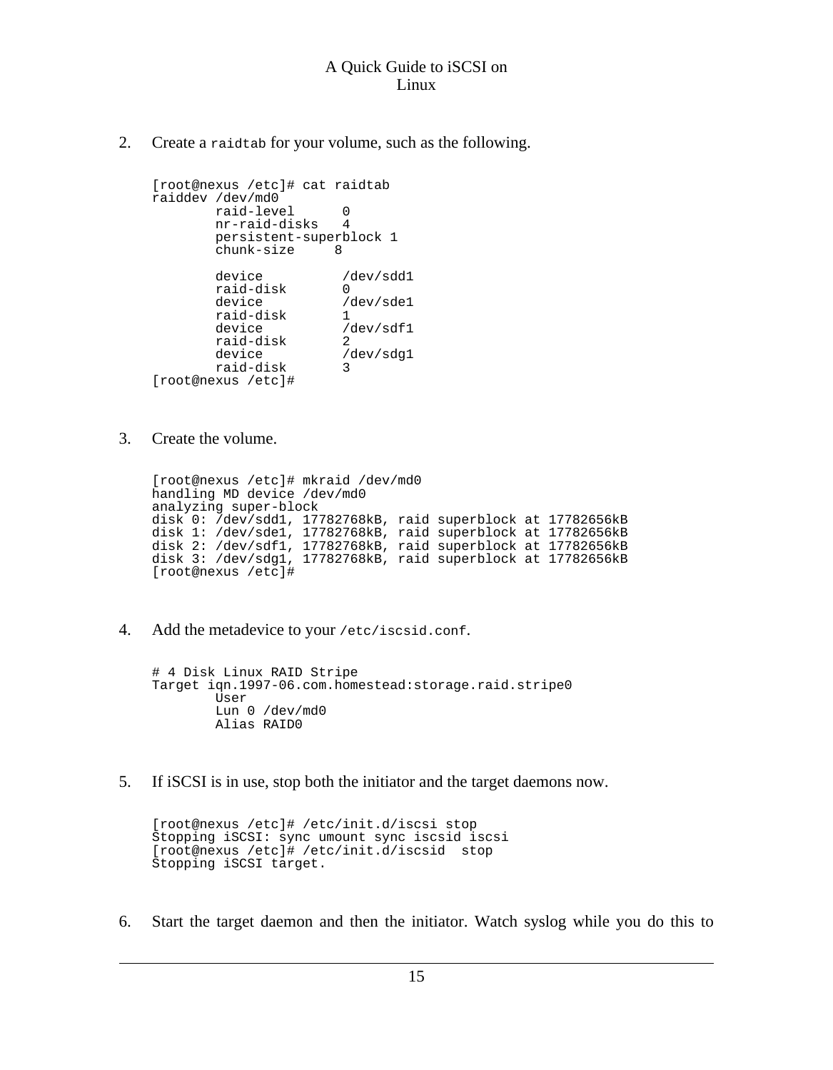2. Create a `raidtab` for your volume, such as the following.

```
[root@nexus /etc]# cat raidtab
raiddev /dev/md0
        raid-level      0
        nr-raid-disks   4
        persistent-superblock 1
        chunk-size     8

        device          /dev/sdd1
        raid-disk       0
        device          /dev/sde1
        raid-disk       1
        device          /dev/sdf1
        raid-disk       2
        device          /dev/sdg1
        raid-disk       3
[root@nexus /etc]#
```

3. Create the volume.

```
[root@nexus /etc]# mkraid /dev/md0
handling MD device /dev/md0
analyzing super-block
disk 0: /dev/sdd1, 17782768kB, raid superblock at 17782656kB
disk 1: /dev/sde1, 17782768kB, raid superblock at 17782656kB
disk 2: /dev/sdf1, 17782768kB, raid superblock at 17782656kB
disk 3: /dev/sdg1, 17782768kB, raid superblock at 17782656kB
[root@nexus /etc]#
```

4. Add the metadevice to your `/etc/iscsid.conf`.

```
# 4 Disk Linux RAID Stripe
Target iqn.1997-06.com.homestead:storage.raid.stripe0
        User
        Lun 0 /dev/md0
        Alias RAID0
```

5. If iSCSI is in use, stop both the initiator and the target daemons now.

```
[root@nexus /etc]# /etc/init.d/iscsi stop
Stopping iSCSI: sync umount sync iscsid iscsi
[root@nexus /etc]# /etc/init.d/iscsid  stop
Stopping iSCSI target.
```

6. Start the target daemon and then the initiator. Watch syslog while you do this to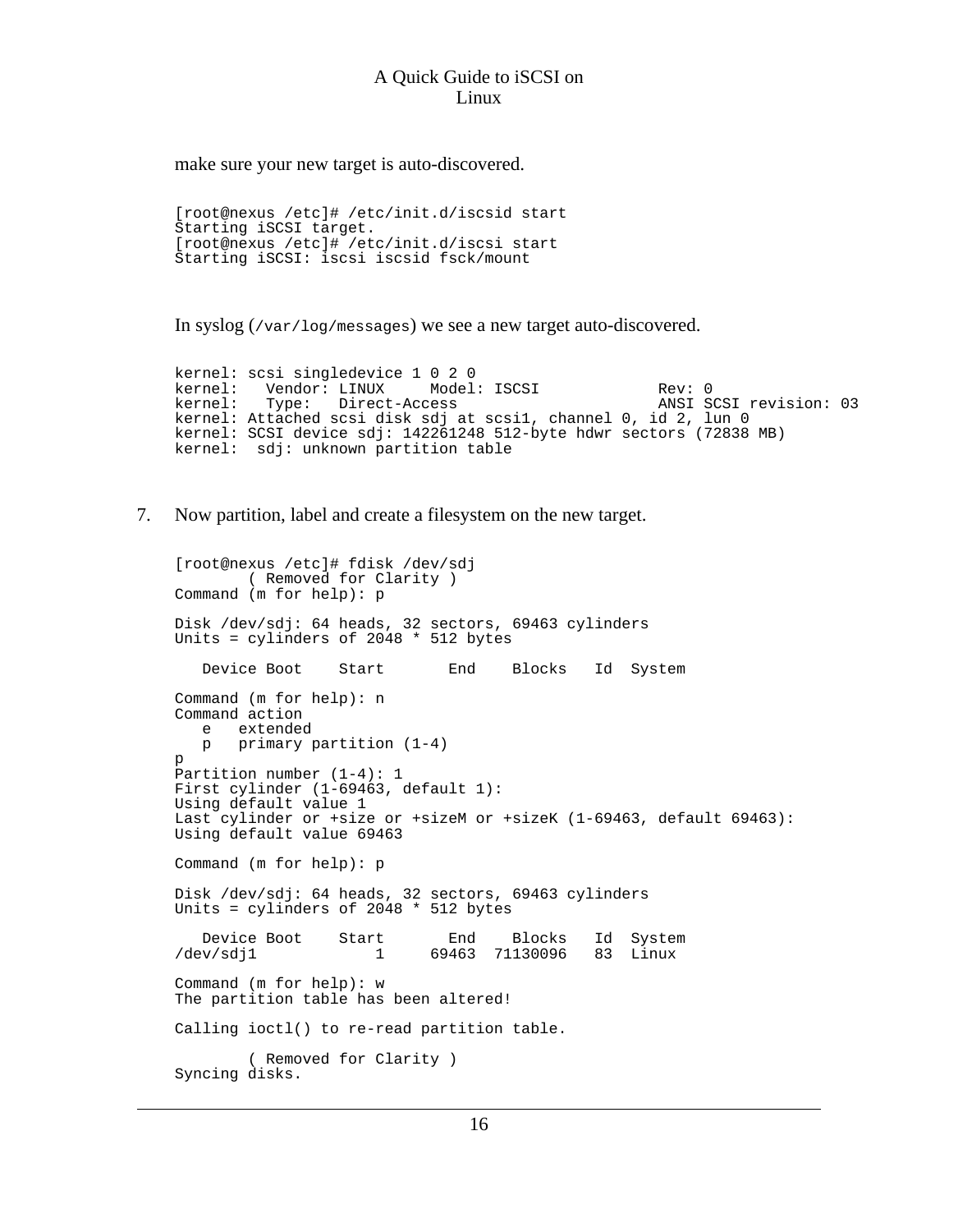make sure your new target is auto-discovered.

```
[root@nexus /etc]# /etc/init.d/iscsid start
Starting iSCSI target.
[root@nexus /etc]# /etc/init.d/iscsi start
Starting iSCSI: iscsi iscsid fsck/mount
```

In syslog (`/var/log/messages`) we see a new target auto-discovered.

```
kernel: scsi singledevice 1 0 2 0
kernel:   Vendor: LINUX     Model: ISCSI             Rev: 0
kernel:   Type:   Direct-Access                      ANSI SCSI revision: 03
kernel: Attached scsi disk sdj at scsi1, channel 0, id 2, lun 0
kernel: SCSI device sdj: 142261248 512-byte hdwr sectors (72838 MB)
kernel:  sdj: unknown partition table
```

7. Now partition, label and create a filesystem on the new target.

```
[root@nexus /etc]# fdisk /dev/sdj
        ( Removed for Clarity )
Command (m for help): p

Disk /dev/sdj: 64 heads, 32 sectors, 69463 cylinders
Units = cylinders of 2048 * 512 bytes

   Device Boot    Start       End    Blocks   Id  System

Command (m for help): n
Command action
   e   extended
   p   primary partition (1-4)
p
Partition number (1-4): 1
First cylinder (1-69463, default 1):
Using default value 1
Last cylinder or +size or +sizeM or +sizeK (1-69463, default 69463):
Using default value 69463

Command (m for help): p

Disk /dev/sdj: 64 heads, 32 sectors, 69463 cylinders
Units = cylinders of 2048 * 512 bytes

   Device Boot    Start       End    Blocks   Id  System
/dev/sdj1             1     69463  71130096   83  Linux

Command (m for help): w
The partition table has been altered!

Calling ioctl() to re-read partition table.

        ( Removed for Clarity )
Syncing disks.
```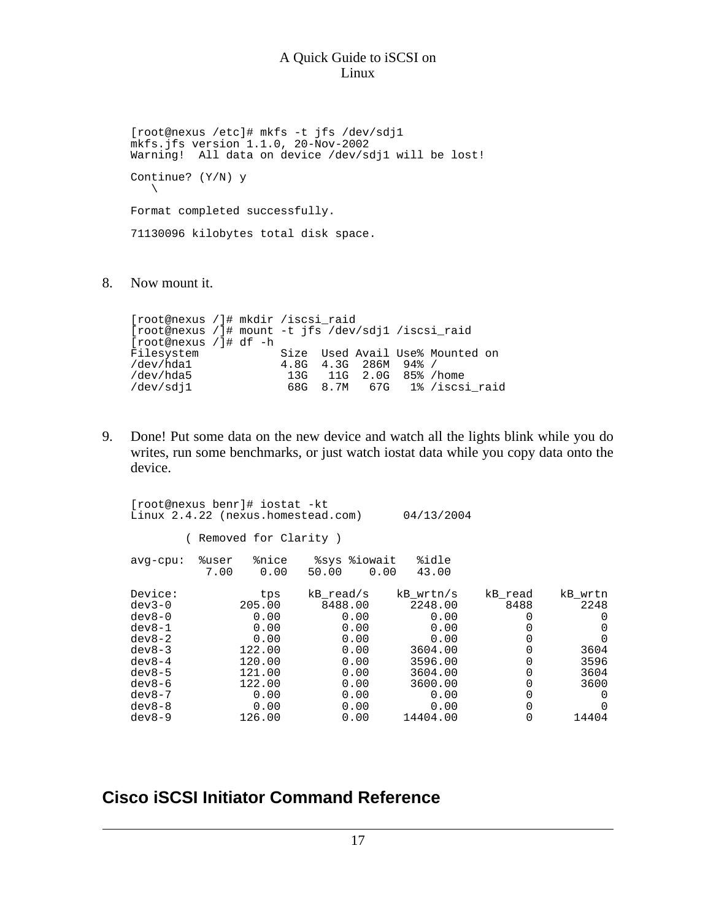```
[root@nexus /etc]# mkfs -t jfs /dev/sdj1
mkfs.jfs version 1.1.0, 20-Nov-2002
Warning!  All data on device /dev/sdj1 will be lost!

Continue? (Y/N) y
   \

Format completed successfully.

71130096 kilobytes total disk space.
```

8. Now mount it.

```
[root@nexus /]# mkdir /iscsi_raid
[root@nexus /]# mount -t jfs /dev/sdj1 /iscsi_raid
[root@nexus /]# df -h
Filesystem            Size  Used Avail Use% Mounted on
/dev/hda1             4.8G  4.3G  286M  94% /
/dev/hda5              13G   11G  2.0G  85% /home
/dev/sdj1              68G  8.7M   67G   1% /iscsi_raid
```

9. Done! Put some data on the new device and watch all the lights blink while you do writes, run some benchmarks, or just watch iostat data while you copy data onto the device.

```
[root@nexus benr]# iostat -kt
Linux 2.4.22 (nexus.homestead.com)      04/13/2004

        ( Removed for Clarity )

avg-cpu:  %user   %nice    %sys %iowait   %idle
           7.00    0.00   50.00    0.00   43.00

Device:            tps    kB_read/s    kB_wrtn/s    kB_read    kB_wrtn
dev3-0          205.00      8488.00      2248.00       8488       2248
dev8-0            0.00         0.00         0.00          0          0
dev8-1            0.00         0.00         0.00          0          0
dev8-2            0.00         0.00         0.00          0          0
dev8-3          122.00         0.00      3604.00          0       3604
dev8-4          120.00         0.00      3596.00          0       3596
dev8-5          121.00         0.00      3604.00          0       3604
dev8-6          122.00         0.00      3600.00          0       3600
dev8-7            0.00         0.00         0.00          0          0
dev8-8            0.00         0.00         0.00          0          0
dev8-9          126.00         0.00     14404.00          0      14404
```

## Cisco iSCSI Initiator Command Reference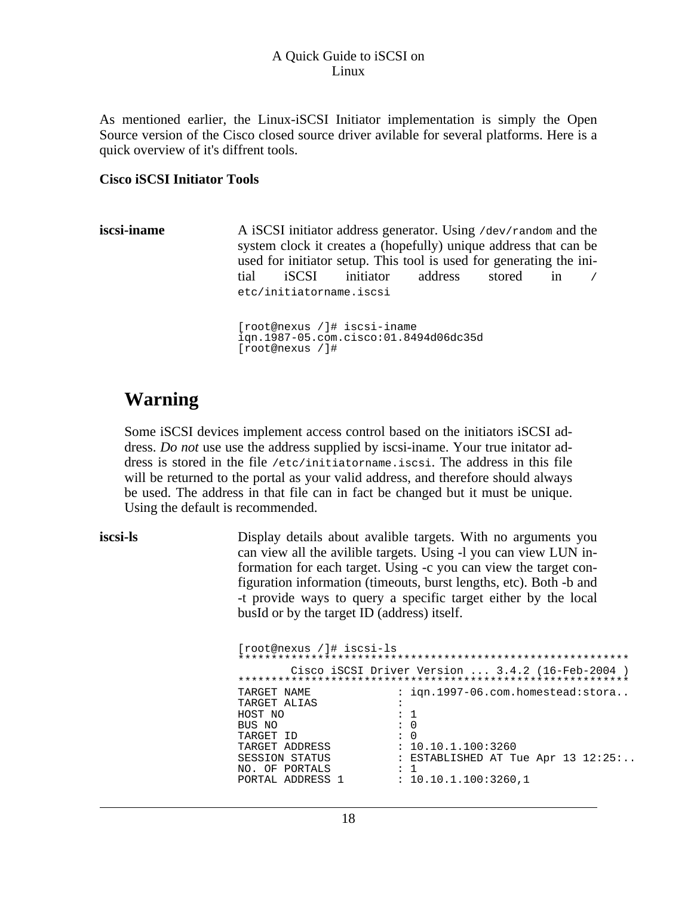As mentioned earlier, the Linux-iSCSI Initiator implementation is simply the Open Source version of the Cisco closed source driver avilable for several platforms. Here is a quick overview of it's diffrent tools.

**Cisco iSCSI Initiator Tools**

**iscsi-iname**

A iSCSI initiator address generator. Using `/dev/random` and the system clock it creates a (hopefully) unique address that can be used for initiator setup. This tool is used for generating the initial iSCSI initiator address stored in `/etc/initiatorname.iscsi`

```
[root@nexus /]# iscsi-iname
iqn.1987-05.com.cisco:01.8494d06dc35d
[root@nexus /]#
```

## Warning

Some iSCSI devices implement access control based on the initiators iSCSI address. *Do not* use use the address supplied by iscsi-iname. Your true initator address is stored in the file `/etc/initiatorname.iscsi`. The address in this file will be returned to the portal as your valid address, and therefore should always be used. The address in that file can in fact be changed but it must be unique. Using the default is recommended.

**iscsi-ls**

Display details about avalible targets. With no arguments you can view all the avilible targets. Using -l you can view LUN information for each target. Using -c you can view the target configuration information (timeouts, burst lengths, etc). Both -b and -t provide ways to query a specific target either by the local busId or by the target ID (address) itself.

```
[root@nexus /]# iscsi-ls
***********************************************************
         Cisco iSCSI Driver Version ... 3.4.2 (16-Feb-2004 )
***********************************************************
TARGET NAME             : iqn.1997-06.com.homestead:stora..
TARGET ALIAS            :
HOST NO                 : 1
BUS NO                  : 0
TARGET ID               : 0
TARGET ADDRESS          : 10.10.1.100:3260
SESSION STATUS          : ESTABLISHED AT Tue Apr 13 12:25:..
NO. OF PORTALS          : 1
PORTAL ADDRESS 1        : 10.10.1.100:3260,1
```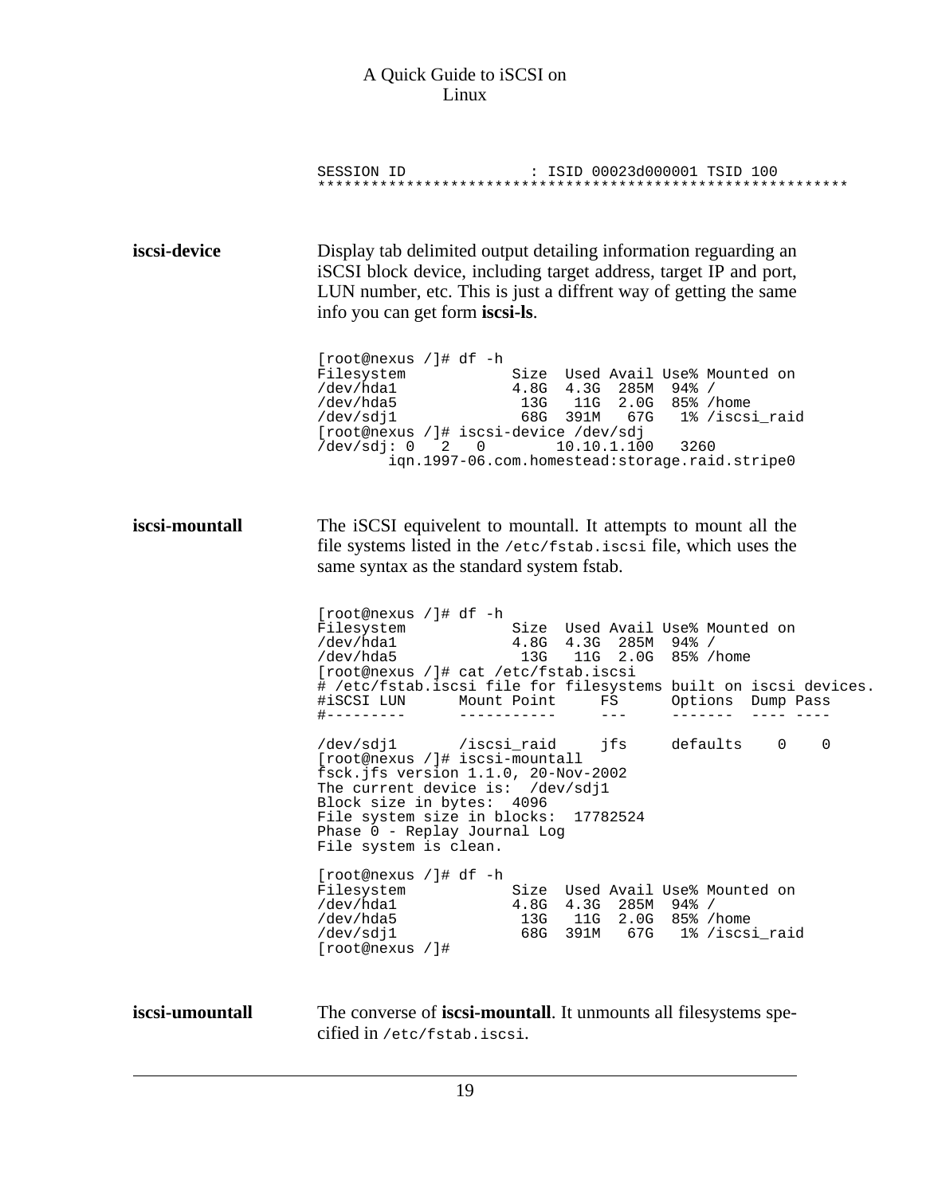```
SESSION ID              : ISID 00023d000001 TSID 100
************************************************************
```

**iscsi-device**

Display tab delimited output detailing information reguarding an iSCSI block device, including target address, target IP and port, LUN number, etc. This is just a diffrent way of getting the same info you can get form **iscsi-ls**.

```
[root@nexus /]# df -h
Filesystem            Size  Used Avail Use% Mounted on
/dev/hda1             4.8G  4.3G  285M  94% /
/dev/hda5              13G   11G  2.0G  85% /home
/dev/sdj1              68G  391M   67G   1% /iscsi_raid
[root@nexus /]# iscsi-device /dev/sdj
/dev/sdj: 0   2   0        10.10.1.100   3260
        iqn.1997-06.com.homestead:storage.raid.stripe0
```

**iscsi-mountall**

The iSCSI equivelent to mountall. It attempts to mount all the file systems listed in the `/etc/fstab.iscsi` file, which uses the same syntax as the standard system fstab.

```
[root@nexus /]# df -h
Filesystem            Size  Used Avail Use% Mounted on
/dev/hda1             4.8G  4.3G  285M  94% /
/dev/hda5              13G   11G  2.0G  85% /home
[root@nexus /]# cat /etc/fstab.iscsi
# /etc/fstab.iscsi file for filesystems built on iscsi devices.
#iSCSI LUN      Mount Point     FS      Options  Dump Pass
#---------      -----------     ---     -------  ---- ----

/dev/sdj1       /iscsi_raid     jfs     defaults    0    0
[root@nexus /]# iscsi-mountall
fsck.jfs version 1.1.0, 20-Nov-2002
The current device is:  /dev/sdj1
Block size in bytes:  4096
File system size in blocks:  17782524
Phase 0 - Replay Journal Log
File system is clean.

[root@nexus /]# df -h
Filesystem            Size  Used Avail Use% Mounted on
/dev/hda1             4.8G  4.3G  285M  94% /
/dev/hda5              13G   11G  2.0G  85% /home
/dev/sdj1              68G  391M   67G   1% /iscsi_raid
[root@nexus /]#
```

**iscsi-umountall**

The converse of **iscsi-mountall**. It unmounts all filesystems specified in `/etc/fstab.iscsi`.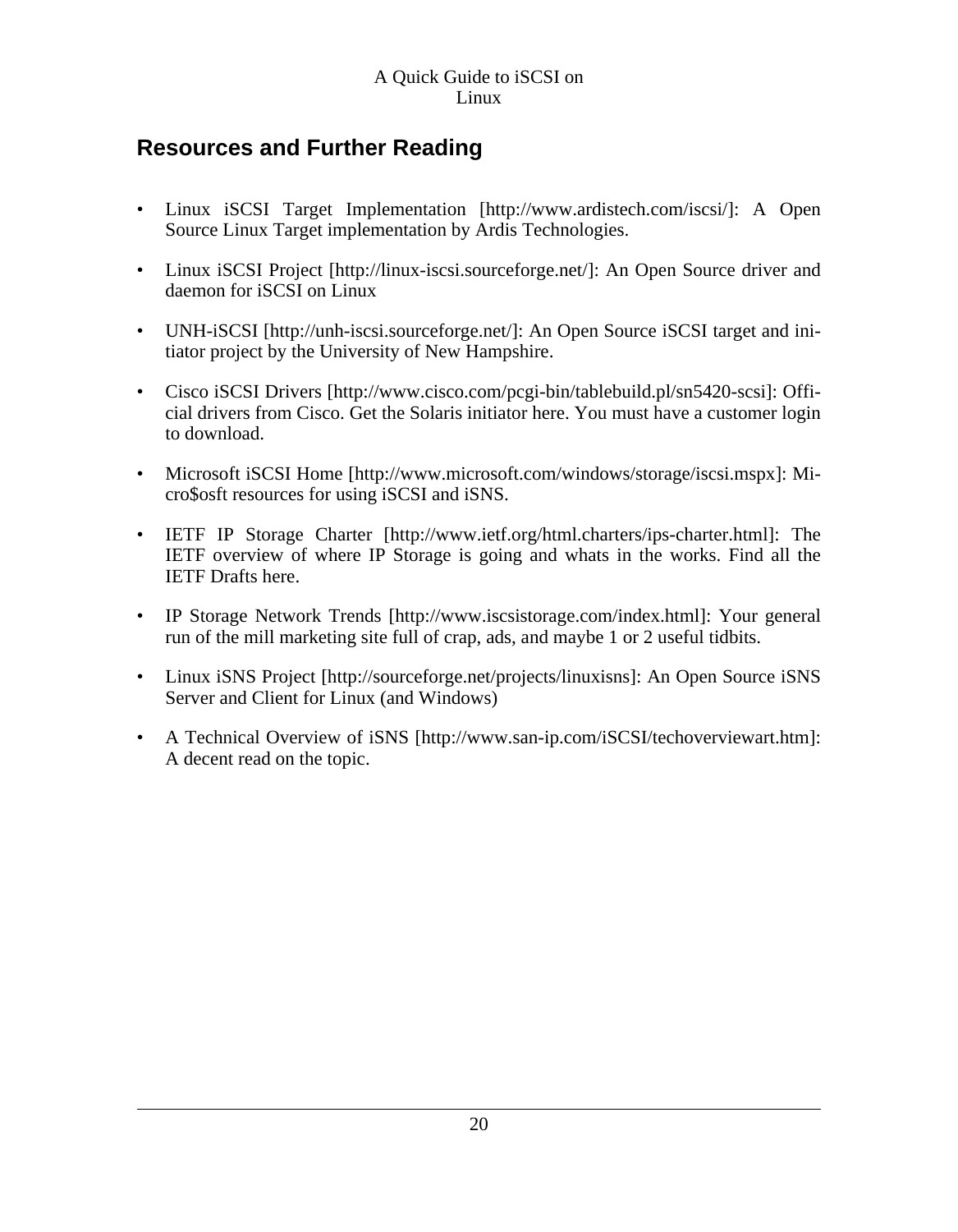## Resources and Further Reading

- Linux iSCSI Target Implementation [http://www.ardistech.com/iscsi/]: A Open Source Linux Target implementation by Ardis Technologies.
- Linux iSCSI Project [http://linux-iscsi.sourceforge.net/]: An Open Source driver and daemon for iSCSI on Linux
- UNH-iSCSI [http://unh-iscsi.sourceforge.net/]: An Open Source iSCSI target and initiator project by the University of New Hampshire.
- Cisco iSCSI Drivers [http://www.cisco.com/pcgi-bin/tablebuild.pl/sn5420-scsi]: Official drivers from Cisco. Get the Solaris initiator here. You must have a customer login to download.
- Microsoft iSCSI Home [http://www.microsoft.com/windows/storage/iscsi.mspx]: Micro$osft resources for using iSCSI and iSNS.
- IETF IP Storage Charter [http://www.ietf.org/html.charters/ips-charter.html]: The IETF overview of where IP Storage is going and whats in the works. Find all the IETF Drafts here.
- IP Storage Network Trends [http://www.iscsistorage.com/index.html]: Your general run of the mill marketing site full of crap, ads, and maybe 1 or 2 useful tidbits.
- Linux iSNS Project [http://sourceforge.net/projects/linuxisns]: An Open Source iSNS Server and Client for Linux (and Windows)
- A Technical Overview of iSNS [http://www.san-ip.com/iSCSI/techoverviewart.htm]: A decent read on the topic.